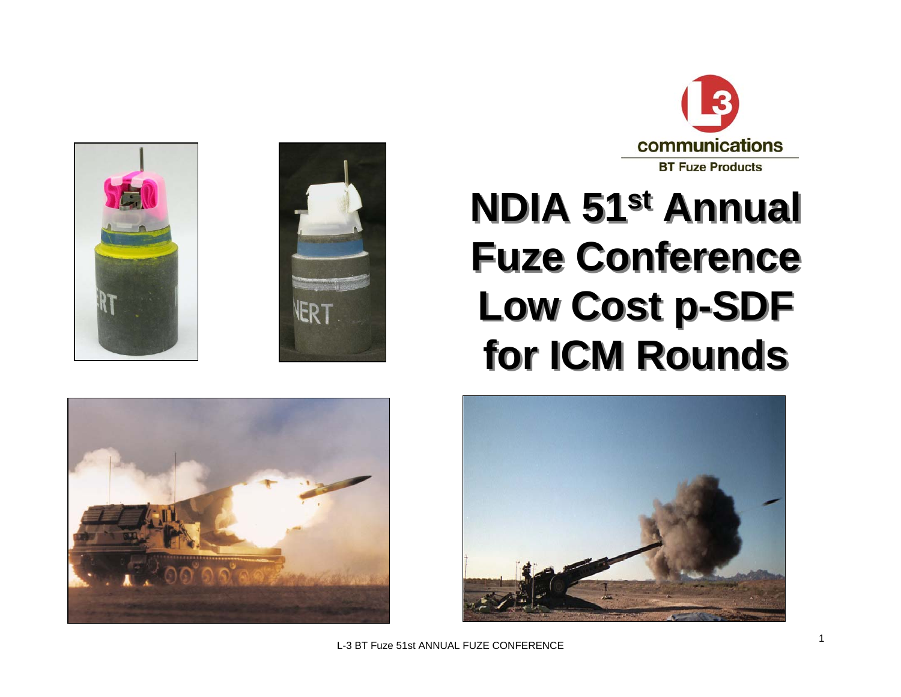L-3 communications
BT Fuze Products

# NDIA 51st Annual Fuze Conference Low Cost p-SDF for ICM Rounds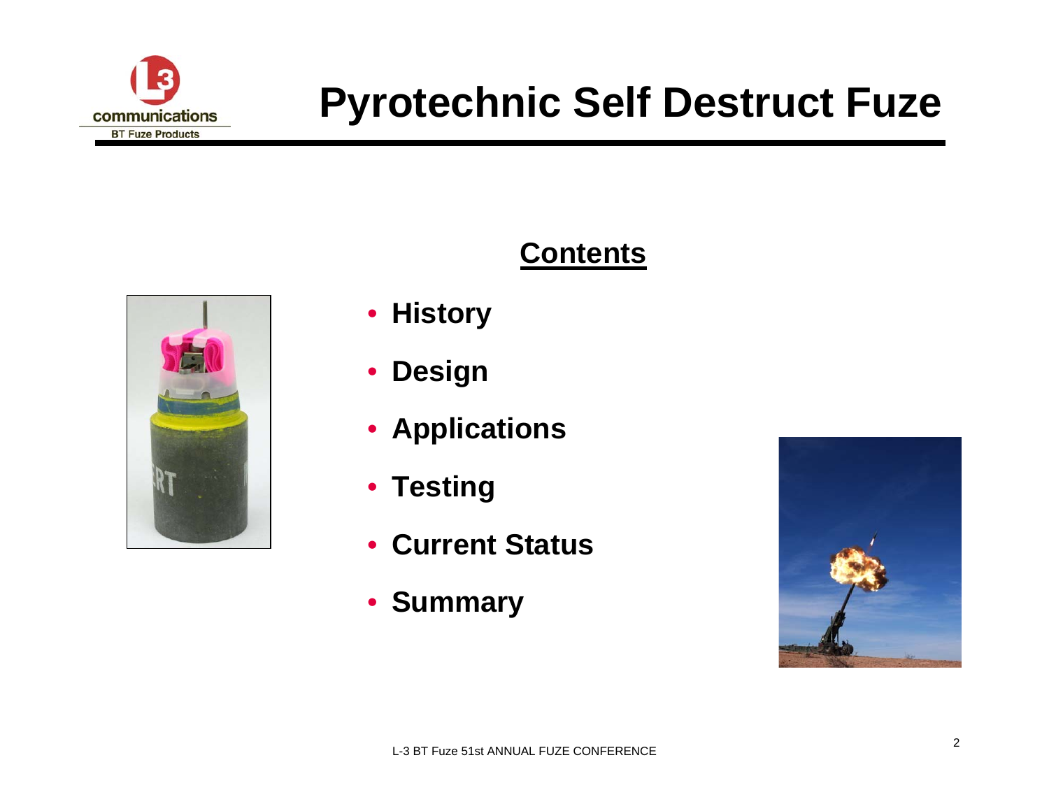# Pyrotechnic Self Destruct Fuze

## Contents

- History
- Design
- Applications
- Testing
- Current Status
- Summary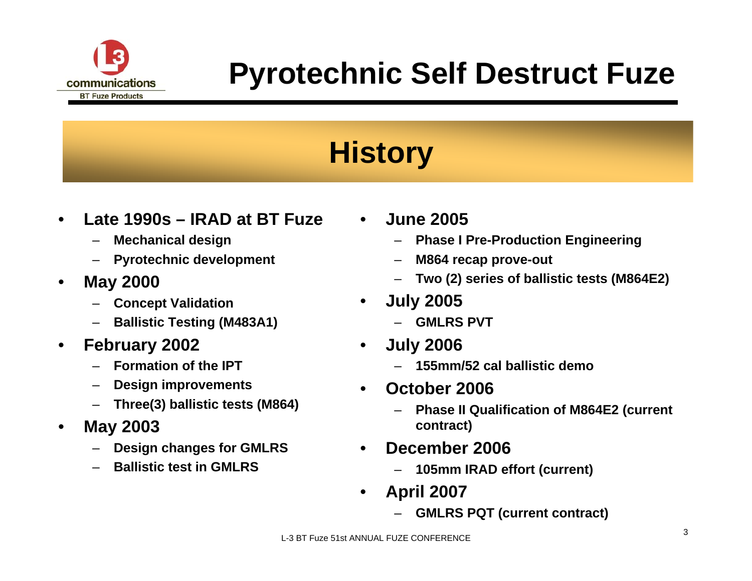# Pyrotechnic Self Destruct Fuze

## History

- **Late 1990s – IRAD at BT Fuze**
  - Mechanical design
  - Pyrotechnic development
- **May 2000**
  - Concept Validation
  - Ballistic Testing (M483A1)
- **February 2002**
  - Formation of the IPT
  - Design improvements
  - Three(3) ballistic tests (M864)
- **May 2003**
  - Design changes for GMLRS
  - Ballistic test in GMLRS
- **June 2005**
  - Phase I Pre-Production Engineering
  - M864 recap prove-out
  - Two (2) series of ballistic tests (M864E2)
- **July 2005**
  - GMLRS PVT
- **July 2006**
  - 155mm/52 cal ballistic demo
- **October 2006**
  - Phase II Qualification of M864E2 (current contract)
- **December 2006**
  - 105mm IRAD effort (current)
- **April 2007**
  - GMLRS PQT (current contract)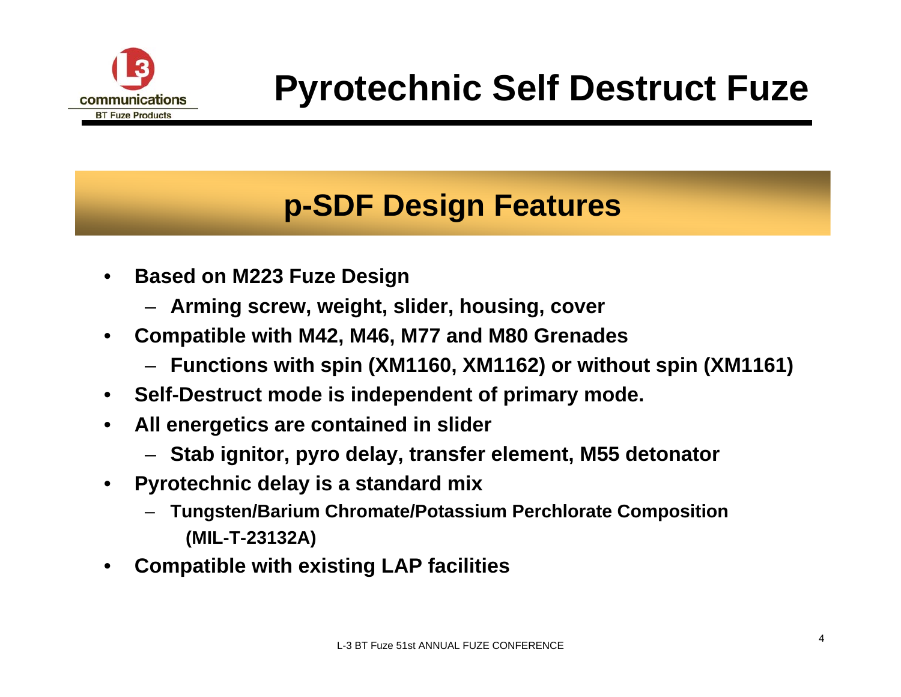# Pyrotechnic Self Destruct Fuze

## p-SDF Design Features

- **Based on M223 Fuze Design**
  - **Arming screw, weight, slider, housing, cover**
- **Compatible with M42, M46, M77 and M80 Grenades**
  - **Functions with spin (XM1160, XM1162) or without spin (XM1161)**
- **Self-Destruct mode is independent of primary mode.**
- **All energetics are contained in slider**
  - **Stab ignitor, pyro delay, transfer element, M55 detonator**
- **Pyrotechnic delay is a standard mix**
  - **Tungsten/Barium Chromate/Potassium Perchlorate Composition (MIL-T-23132A)**
- **Compatible with existing LAP facilities**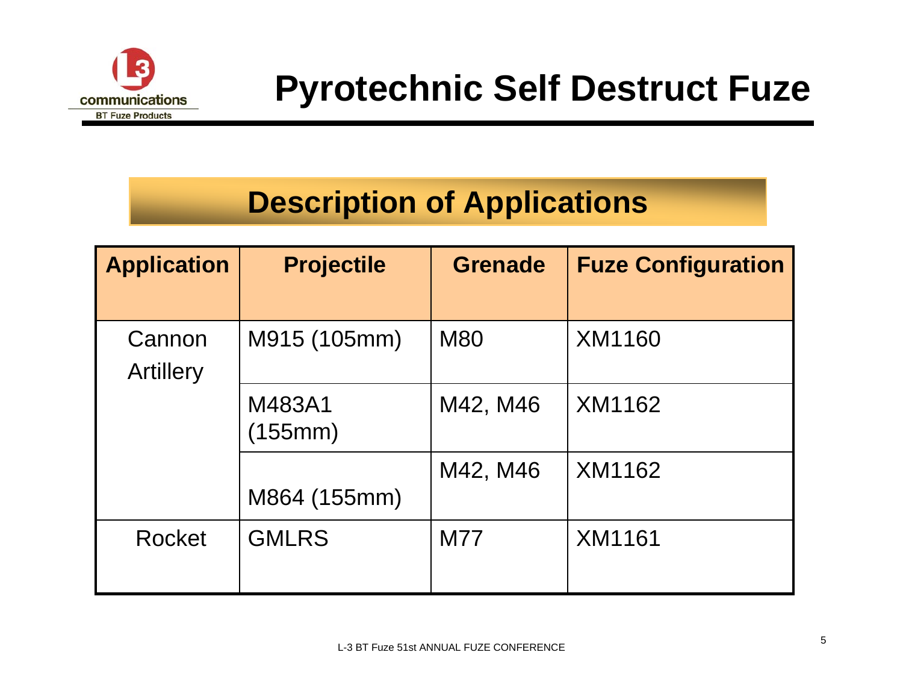# Pyrotechnic Self Destruct Fuze

## Description of Applications

| Application | Projectile | Grenade | Fuze Configuration |
|---|---|---|---|
| Cannon Artillery | M915 (105mm) | M80 | XM1160 |
| | M483A1 (155mm) | M42, M46 | XM1162 |
| | M864 (155mm) | M42, M46 | XM1162 |
| Rocket | GMLRS | M77 | XM1161 |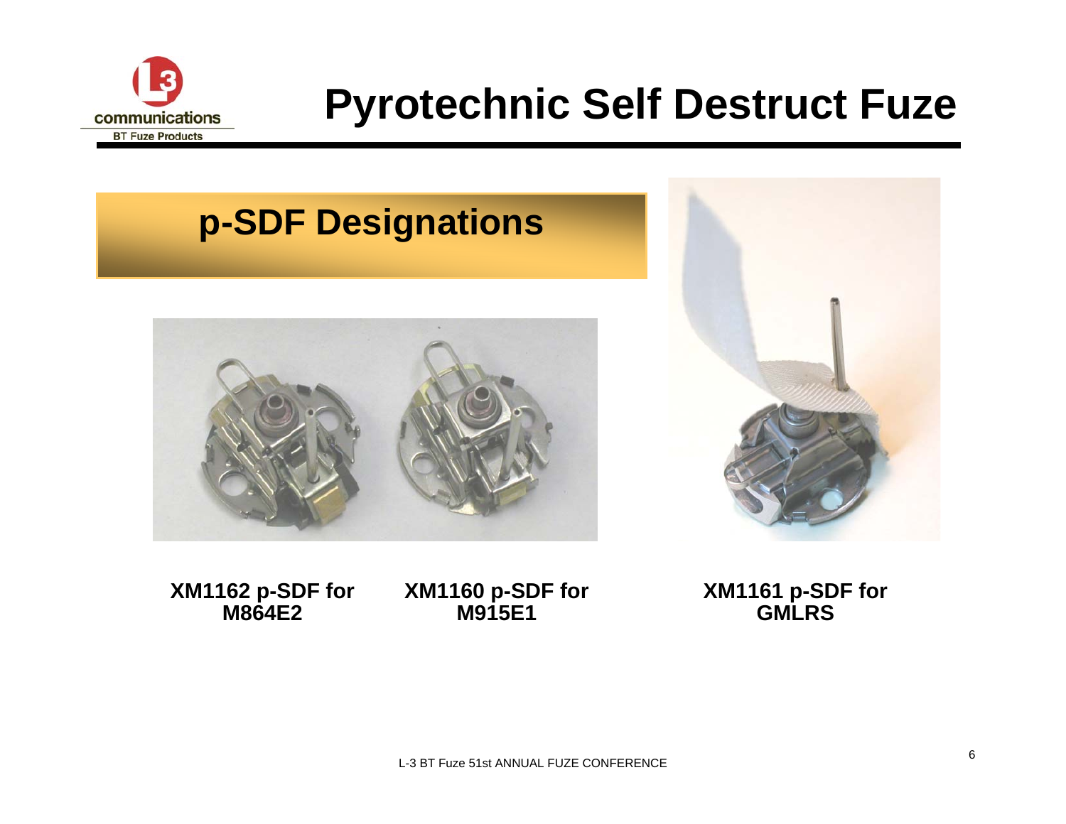# Pyrotechnic Self Destruct Fuze

## p-SDF Designations

**XM1162 p-SDF for M864E2**

**XM1160 p-SDF for M915E1**

**XM1161 p-SDF for GMLRS**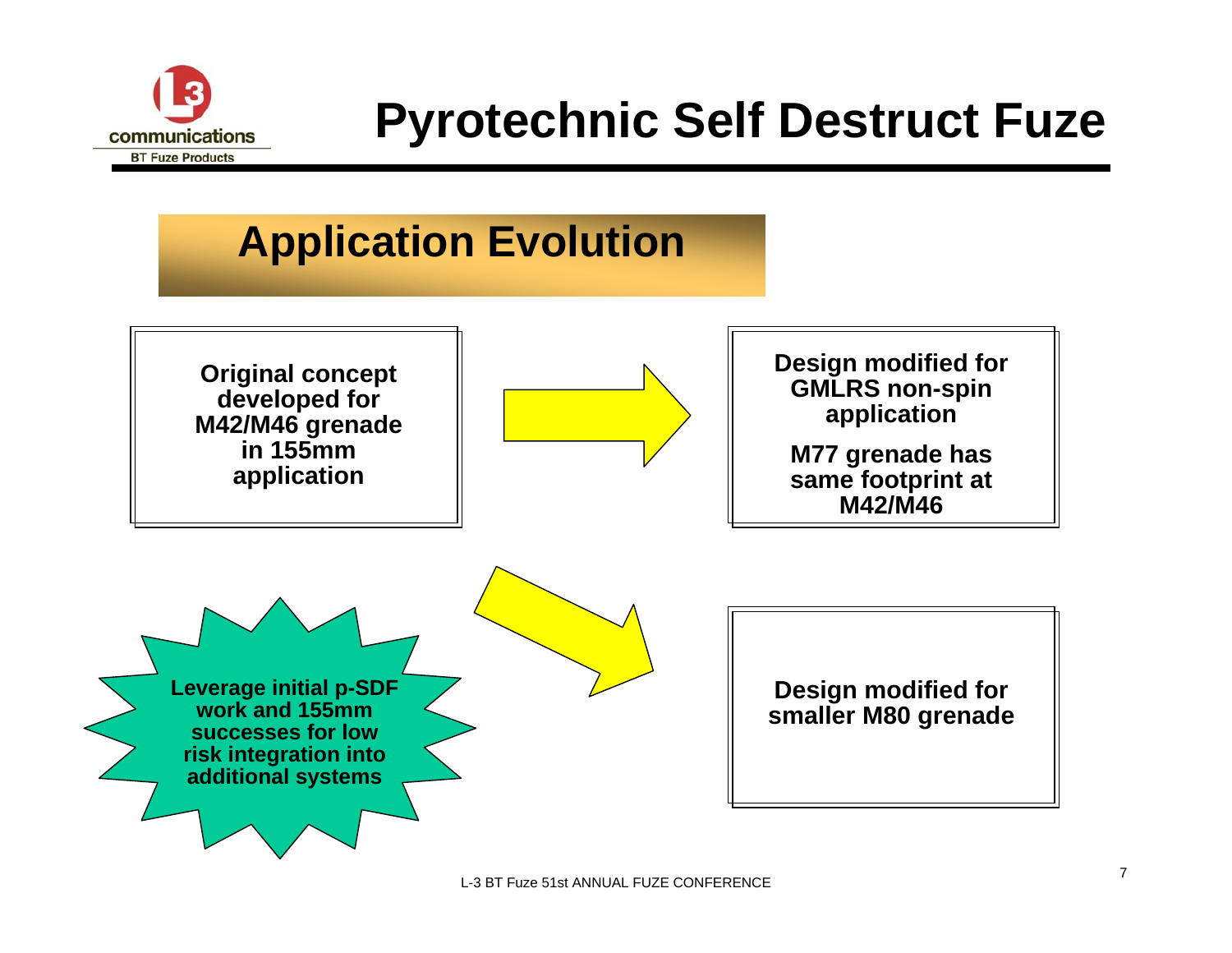# Pyrotechnic Self Destruct Fuze

## Application Evolution

**Original concept developed for M42/M46 grenade in 155mm application**

**Design modified for GMLRS non-spin application**

**M77 grenade has same footprint at M42/M46**

**Leverage initial p-SDF work and 155mm successes for low risk integration into additional systems**

**Design modified for smaller M80 grenade**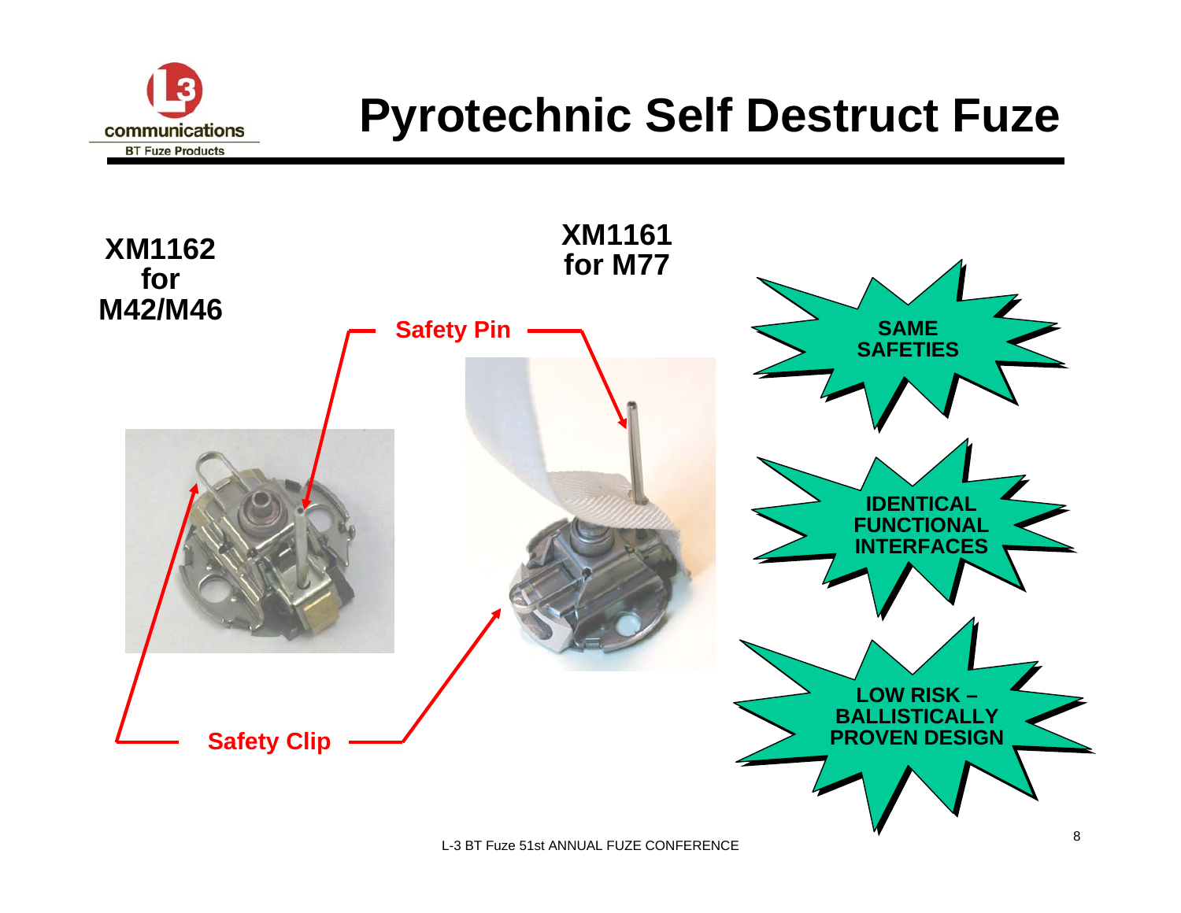# Pyrotechnic Self Destruct Fuze

**XM1162 for M42/M46**

**XM1161 for M77**

Safety Pin

Safety Clip

**SAME SAFETIES**

**IDENTICAL FUNCTIONAL INTERFACES**

**LOW RISK – BALLISTICALLY PROVEN DESIGN**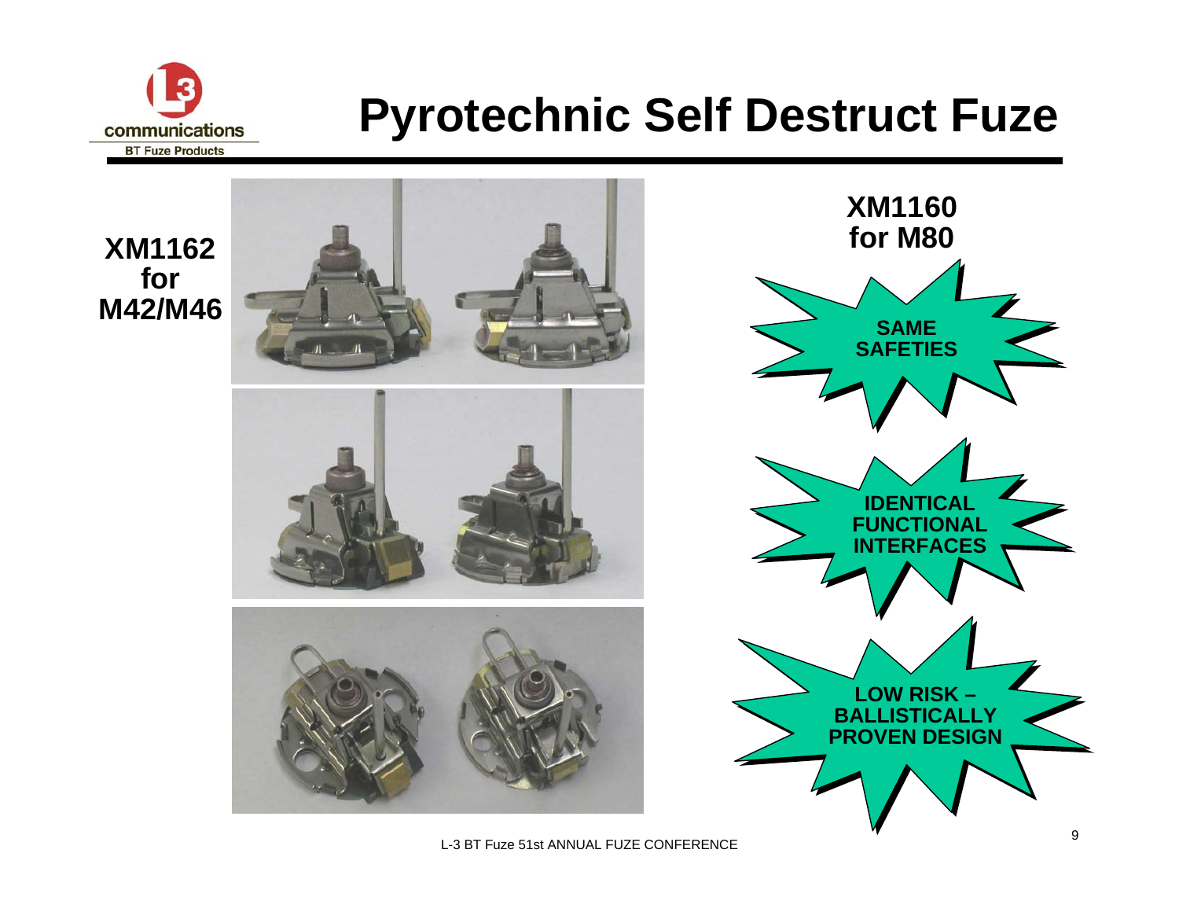# Pyrotechnic Self Destruct Fuze

**XM1162 for M42/M46**

**XM1160 for M80**

**SAME SAFETIES**

**IDENTICAL FUNCTIONAL INTERFACES**

**LOW RISK – BALLISTICALLY PROVEN DESIGN**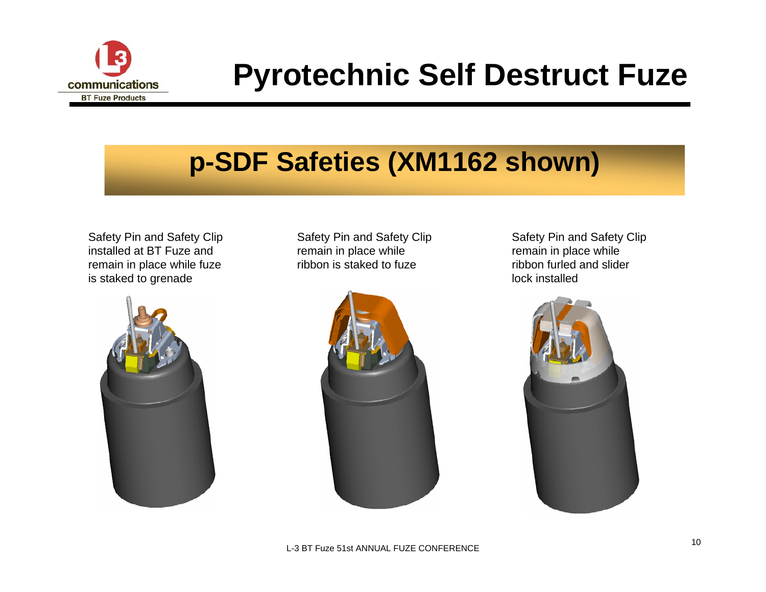# Pyrotechnic Self Destruct Fuze

## p-SDF Safeties (XM1162 shown)

Safety Pin and Safety Clip installed at BT Fuze and remain in place while fuze is staked to grenade

Safety Pin and Safety Clip remain in place while ribbon is staked to fuze

Safety Pin and Safety Clip remain in place while ribbon furled and slider lock installed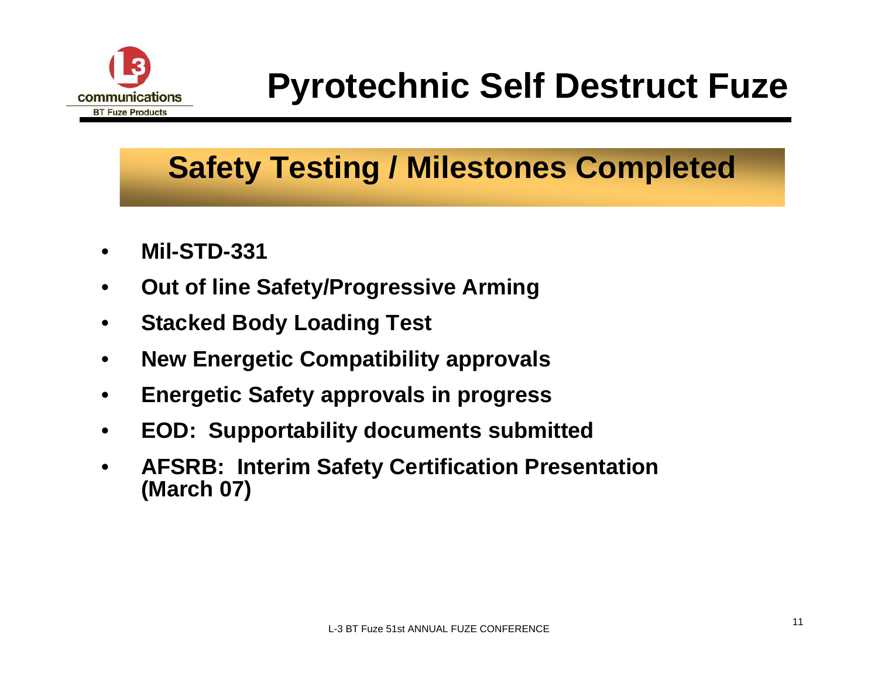# Pyrotechnic Self Destruct Fuze

## Safety Testing / Milestones Completed

- **Mil-STD-331**
- **Out of line Safety/Progressive Arming**
- **Stacked Body Loading Test**
- **New Energetic Compatibility approvals**
- **Energetic Safety approvals in progress**
- **EOD: Supportability documents submitted**
- **AFSRB: Interim Safety Certification Presentation (March 07)**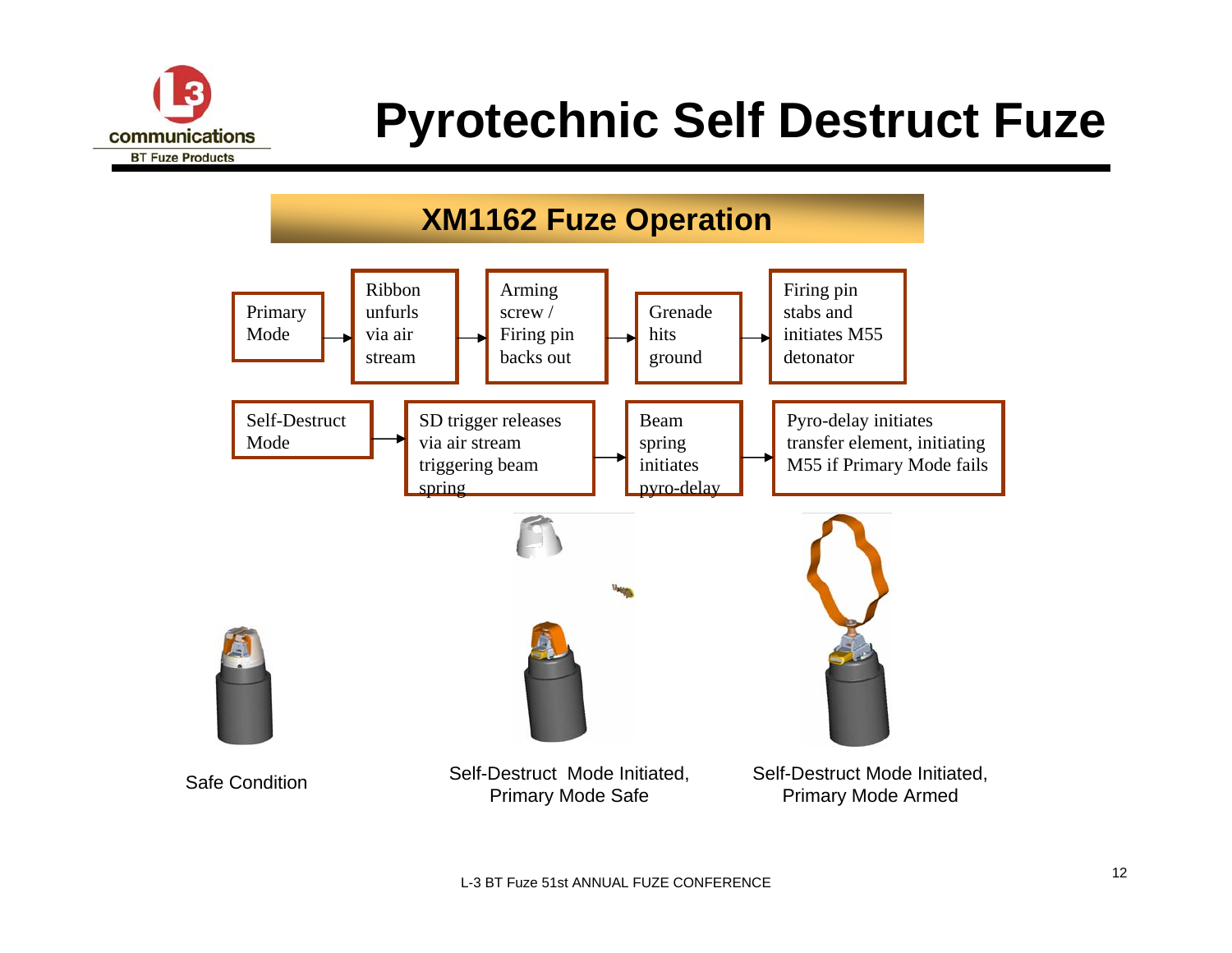# Pyrotechnic Self Destruct Fuze

## XM1162 Fuze Operation

Primary Mode → Ribbon unfurls via air stream → Arming screw / Firing pin backs out → Grenade hits ground → Firing pin stabs and initiates M55 detonator

Self-Destruct Mode → SD trigger releases via air stream triggering beam spring → Beam spring initiates pyro-delay → Pyro-delay initiates transfer element, initiating M55 if Primary Mode fails

Safe Condition

Self-Destruct Mode Initiated, Primary Mode Safe

Self-Destruct Mode Initiated, Primary Mode Armed

L-3 BT Fuze 51st ANNUAL FUZE CONFERENCE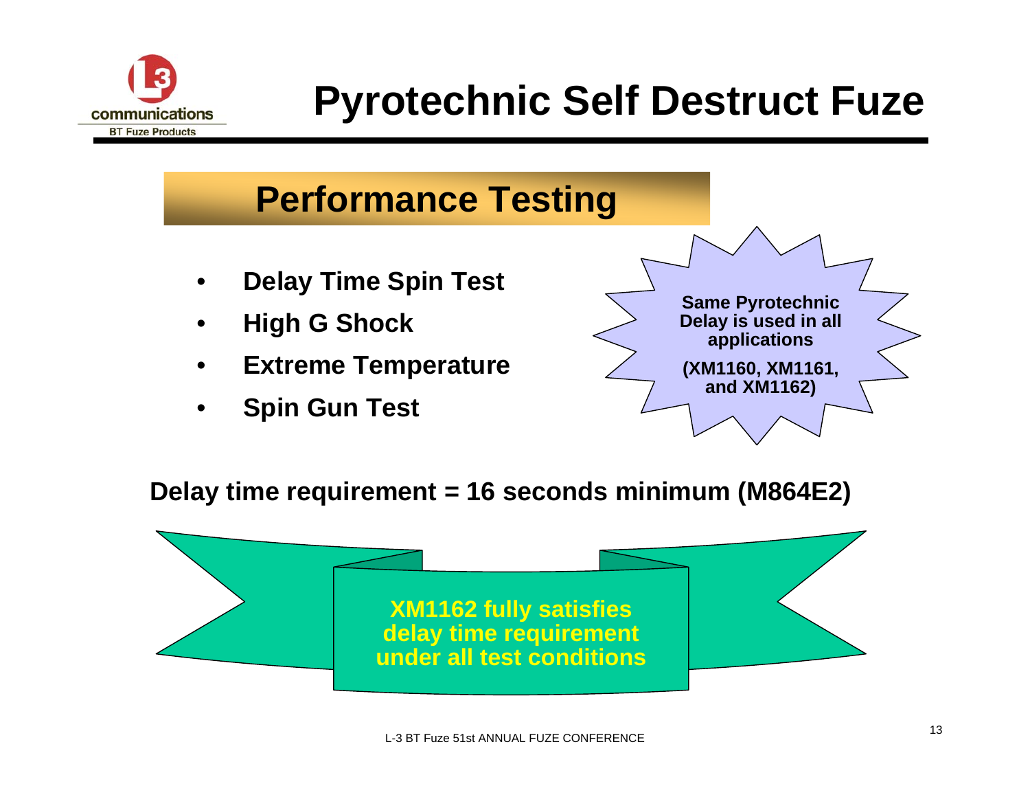# Pyrotechnic Self Destruct Fuze

## Performance Testing

- **Delay Time Spin Test**
- **High G Shock**
- **Extreme Temperature**
- **Spin Gun Test**

**Same Pyrotechnic Delay is used in all applications**

**(XM1160, XM1161, and XM1162)**

**Delay time requirement = 16 seconds minimum (M864E2)**

**XM1162 fully satisfies delay time requirement under all test conditions**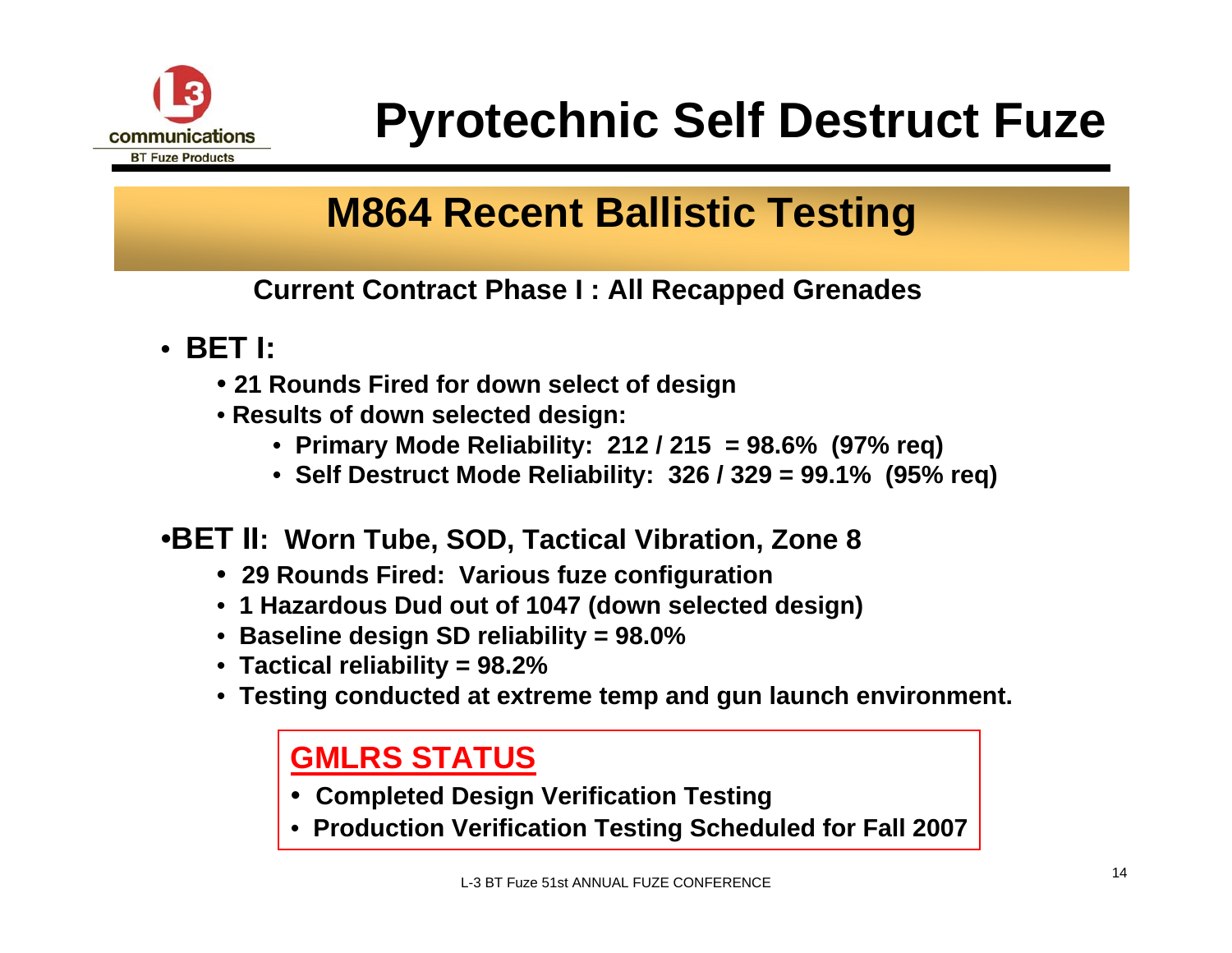# Pyrotechnic Self Destruct Fuze

## M864 Recent Ballistic Testing

**Current Contract Phase I : All Recapped Grenades**

- **BET I:**
  - **21 Rounds Fired for down select of design**
  - **Results of down selected design:**
    - **Primary Mode Reliability: 212 / 215 = 98.6% (97% req)**
    - **Self Destruct Mode Reliability: 326 / 329 = 99.1% (95% req)**

- **BET II: Worn Tube, SOD, Tactical Vibration, Zone 8**
  - **29 Rounds Fired: Various fuze configuration**
  - **1 Hazardous Dud out of 1047 (down selected design)**
  - **Baseline design SD reliability = 98.0%**
  - **Tactical reliability = 98.2%**
  - **Testing conducted at extreme temp and gun launch environment.**

**GMLRS STATUS**

- **Completed Design Verification Testing**
- **Production Verification Testing Scheduled for Fall 2007**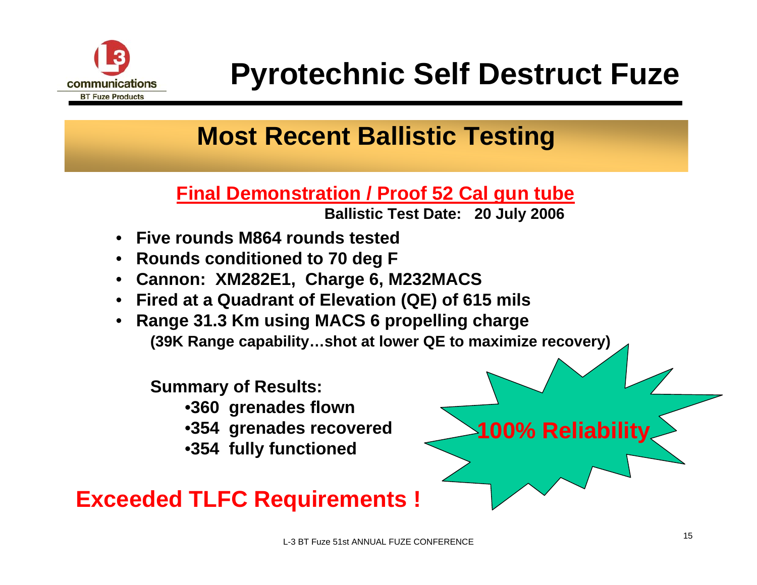# Pyrotechnic Self Destruct Fuze

## Most Recent Ballistic Testing

**Final Demonstration / Proof 52 Cal gun tube**

**Ballistic Test Date: 20 July 2006**

- **Five rounds M864 rounds tested**
- **Rounds conditioned to 70 deg F**
- **Cannon: XM282E1, Charge 6, M232MACS**
- **Fired at a Quadrant of Elevation (QE) of 615 mils**
- **Range 31.3 Km using MACS 6 propelling charge**
  **(39K Range capability…shot at lower QE to maximize recovery)**

**Summary of Results:**

- **360 grenades flown**
- **354 grenades recovered**
- **354 fully functioned**

**100% Reliability**

**Exceeded TLFC Requirements !**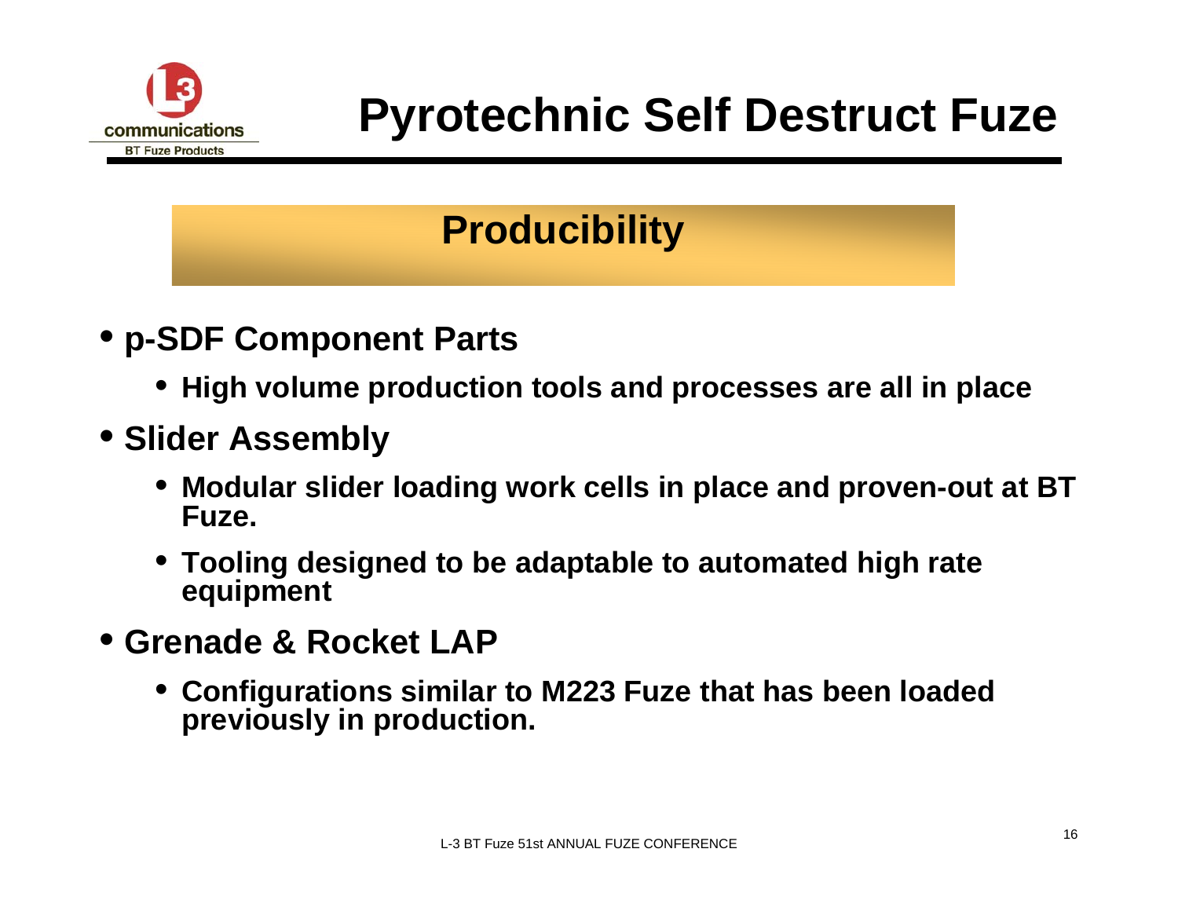# Pyrotechnic Self Destruct Fuze

## Producibility

- **p-SDF Component Parts**
  - **High volume production tools and processes are all in place**
- **Slider Assembly**
  - **Modular slider loading work cells in place and proven-out at BT Fuze.**
  - **Tooling designed to be adaptable to automated high rate equipment**
- **Grenade & Rocket LAP**
  - **Configurations similar to M223 Fuze that has been loaded previously in production.**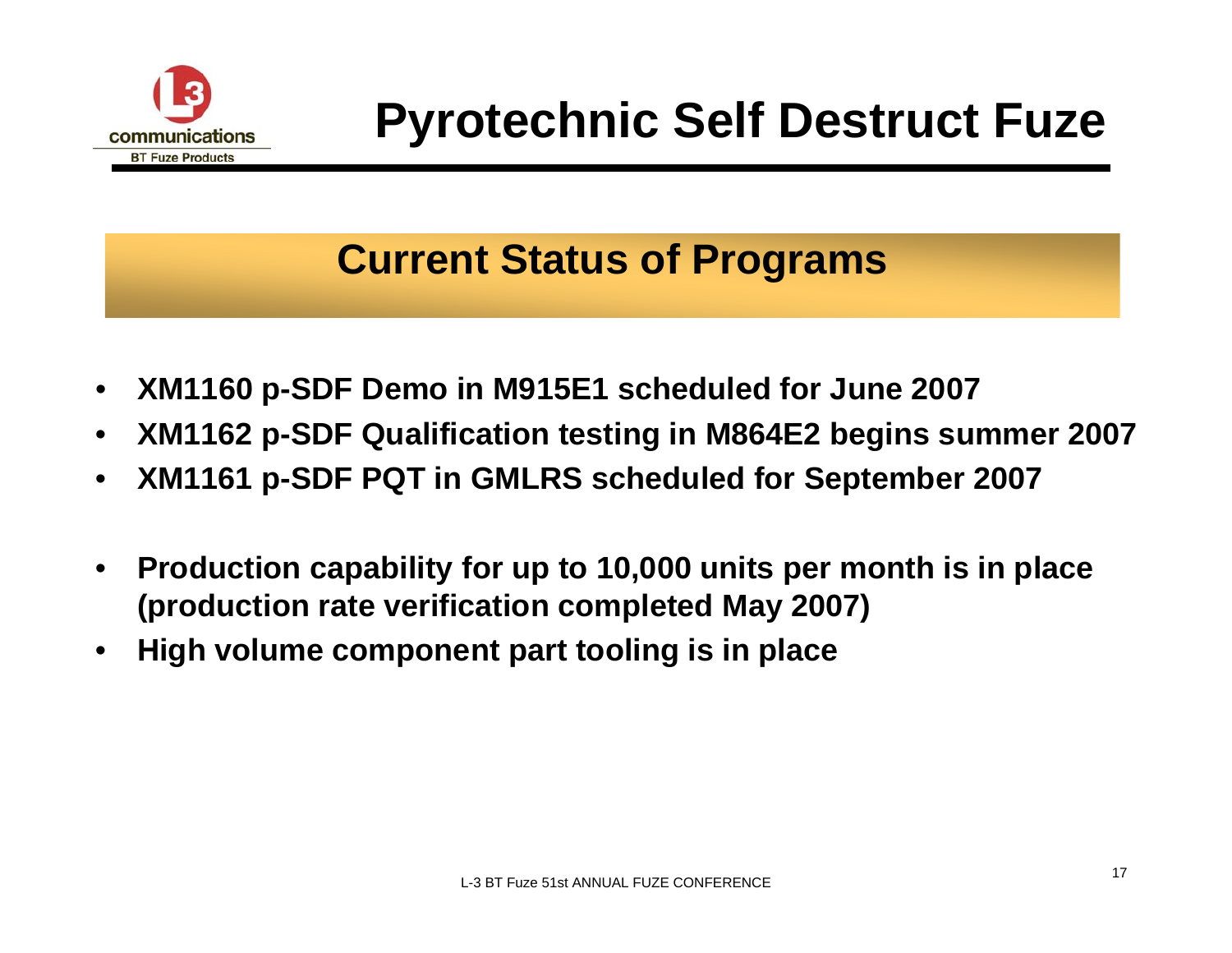# Pyrotechnic Self Destruct Fuze

## Current Status of Programs

- **XM1160 p-SDF Demo in M915E1 scheduled for June 2007**
- **XM1162 p-SDF Qualification testing in M864E2 begins summer 2007**
- **XM1161 p-SDF PQT in GMLRS scheduled for September 2007**

- **Production capability for up to 10,000 units per month is in place (production rate verification completed May 2007)**
- **High volume component part tooling is in place**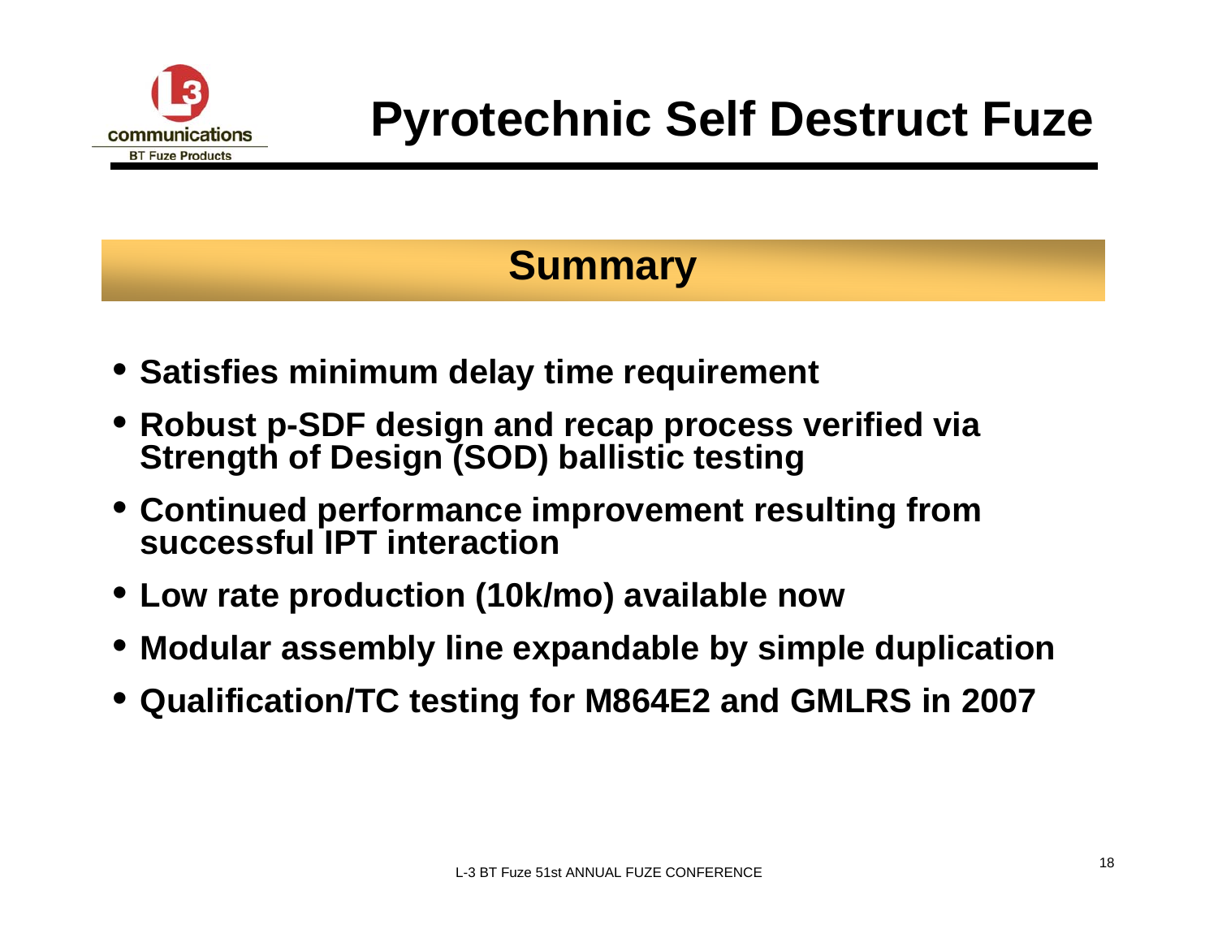# Pyrotechnic Self Destruct Fuze

## Summary

- **Satisfies minimum delay time requirement**
- **Robust p-SDF design and recap process verified via Strength of Design (SOD) ballistic testing**
- **Continued performance improvement resulting from successful IPT interaction**
- **Low rate production (10k/mo) available now**
- **Modular assembly line expandable by simple duplication**
- **Qualification/TC testing for M864E2 and GMLRS in 2007**